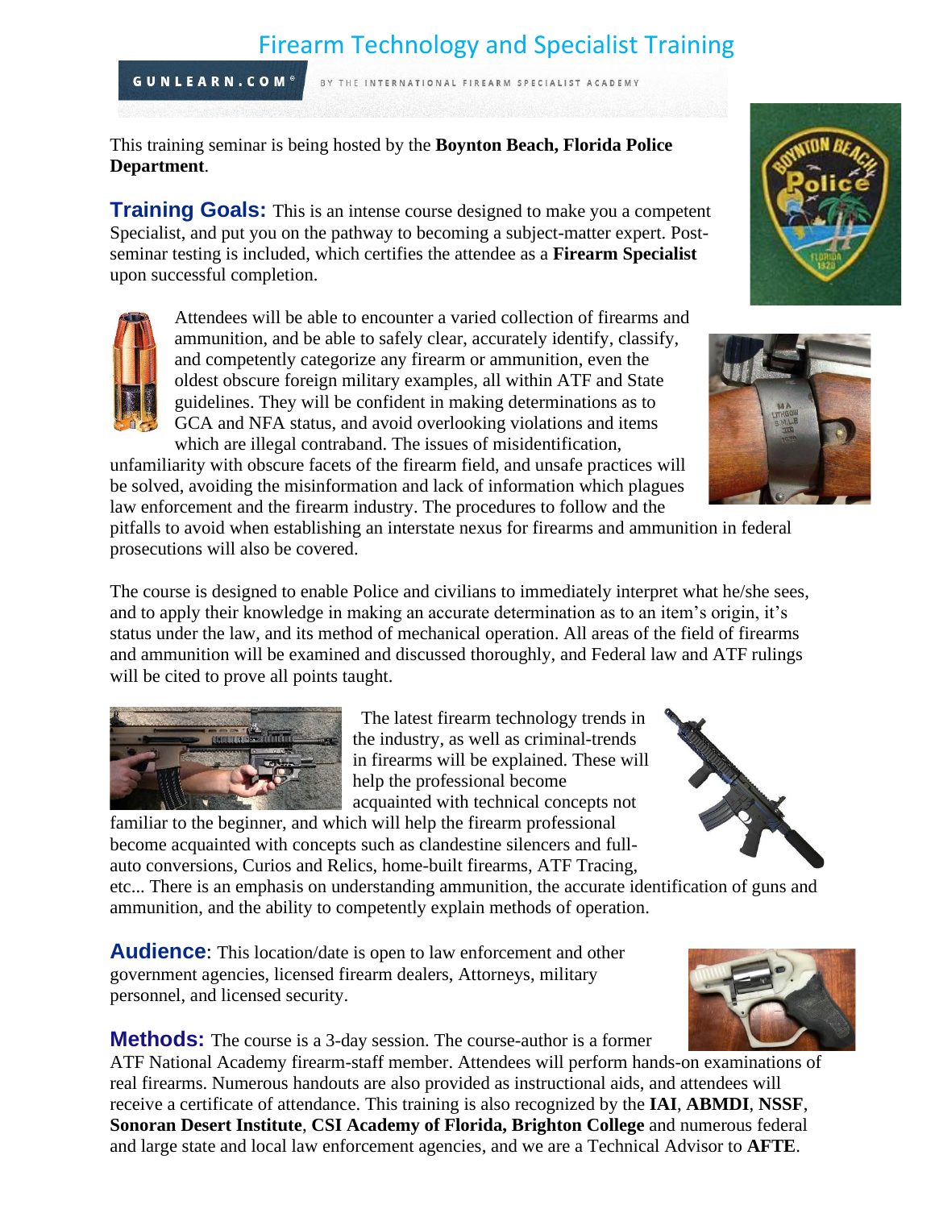# Firearm Technology and Specialist Training

GUNLEARN.COM® BY THE INTERNATIONAL FIREARM SPECIALIST ACADEMY

This training seminar is being hosted by the **Boynton Beach, Florida Police Department**.

**Training Goals:** This is an intense course designed to make you a competent Specialist, and put you on the pathway to becoming a subject-matter expert. Post-seminar testing is included, which certifies the attendee as a **Firearm Specialist** upon successful completion.

Attendees will be able to encounter a varied collection of firearms and ammunition, and be able to safely clear, accurately identify, classify, and competently categorize any firearm or ammunition, even the oldest obscure foreign military examples, all within ATF and State guidelines. They will be confident in making determinations as to GCA and NFA status, and avoid overlooking violations and items which are illegal contraband. The issues of misidentification, unfamiliarity with obscure facets of the firearm field, and unsafe practices will be solved, avoiding the misinformation and lack of information which plagues law enforcement and the firearm industry. The procedures to follow and the pitfalls to avoid when establishing an interstate nexus for firearms and ammunition in federal prosecutions will also be covered.

The course is designed to enable Police and civilians to immediately interpret what he/she sees, and to apply their knowledge in making an accurate determination as to an item's origin, it's status under the law, and its method of mechanical operation. All areas of the field of firearms and ammunition will be examined and discussed thoroughly, and Federal law and ATF rulings will be cited to prove all points taught.

The latest firearm technology trends in the industry, as well as criminal-trends in firearms will be explained. These will help the professional become acquainted with technical concepts not familiar to the beginner, and which will help the firearm professional become acquainted with concepts such as clandestine silencers and full-auto conversions, Curios and Relics, home-built firearms, ATF Tracing, etc... There is an emphasis on understanding ammunition, the accurate identification of guns and ammunition, and the ability to competently explain methods of operation.

**Audience**: This location/date is open to law enforcement and other government agencies, licensed firearm dealers, Attorneys, military personnel, and licensed security.

**Methods:** The course is a 3-day session. The course-author is a former ATF National Academy firearm-staff member. Attendees will perform hands-on examinations of real firearms. Numerous handouts are also provided as instructional aids, and attendees will receive a certificate of attendance. This training is also recognized by the **IAI**, **ABMDI**, **NSSF**, **Sonoran Desert Institute**, **CSI Academy of Florida, Brighton College** and numerous federal and large state and local law enforcement agencies, and we are a Technical Advisor to **AFTE**.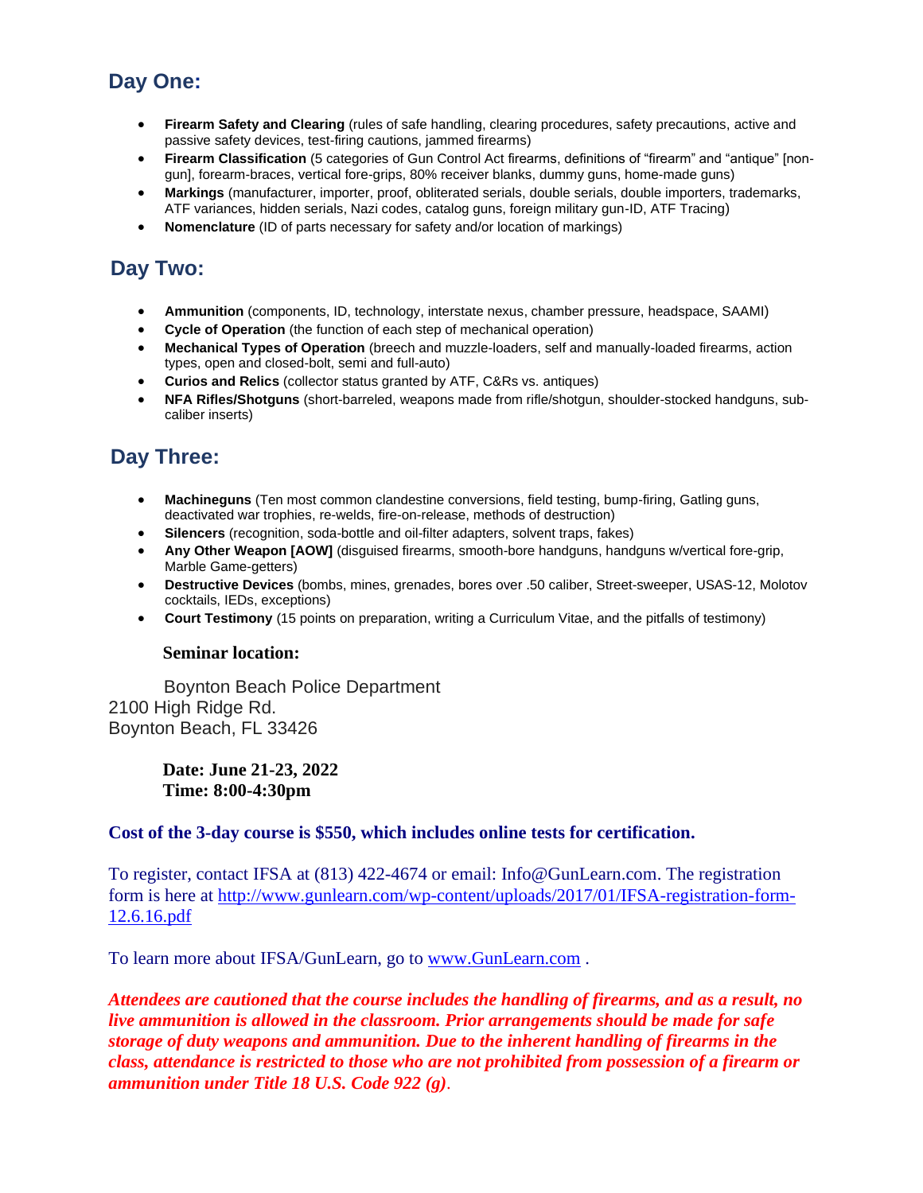## Day One:

- **Firearm Safety and Clearing** (rules of safe handling, clearing procedures, safety precautions, active and passive safety devices, test-firing cautions, jammed firearms)
- **Firearm Classification** (5 categories of Gun Control Act firearms, definitions of "firearm" and "antique" [non-gun], forearm-braces, vertical fore-grips, 80% receiver blanks, dummy guns, home-made guns)
- **Markings** (manufacturer, importer, proof, obliterated serials, double serials, double importers, trademarks, ATF variances, hidden serials, Nazi codes, catalog guns, foreign military gun-ID, ATF Tracing)
- **Nomenclature** (ID of parts necessary for safety and/or location of markings)

## Day Two:

- **Ammunition** (components, ID, technology, interstate nexus, chamber pressure, headspace, SAAMI)
- **Cycle of Operation** (the function of each step of mechanical operation)
- **Mechanical Types of Operation** (breech and muzzle-loaders, self and manually-loaded firearms, action types, open and closed-bolt, semi and full-auto)
- **Curios and Relics** (collector status granted by ATF, C&Rs vs. antiques)
- **NFA Rifles/Shotguns** (short-barreled, weapons made from rifle/shotgun, shoulder-stocked handguns, sub-caliber inserts)

## Day Three:

- **Machineguns** (Ten most common clandestine conversions, field testing, bump-firing, Gatling guns, deactivated war trophies, re-welds, fire-on-release, methods of destruction)
- **Silencers** (recognition, soda-bottle and oil-filter adapters, solvent traps, fakes)
- **Any Other Weapon [AOW]** (disguised firearms, smooth-bore handguns, handguns w/vertical fore-grip, Marble Game-getters)
- **Destructive Devices** (bombs, mines, grenades, bores over .50 caliber, Street-sweeper, USAS-12, Molotov cocktails, IEDs, exceptions)
- **Court Testimony** (15 points on preparation, writing a Curriculum Vitae, and the pitfalls of testimony)

**Seminar location:**

Boynton Beach Police Department
2100 High Ridge Rd.
Boynton Beach, FL 33426

**Date: June 21-23, 2022**
**Time: 8:00-4:30pm**

**Cost of the 3-day course is $550, which includes online tests for certification.**

To register, contact IFSA at (813) 422-4674 or email: Info@GunLearn.com. The registration form is here at http://www.gunlearn.com/wp-content/uploads/2017/01/IFSA-registration-form-12.6.16.pdf

To learn more about IFSA/GunLearn, go to www.GunLearn.com .

***Attendees are cautioned that the course includes the handling of firearms, and as a result, no live ammunition is allowed in the classroom. Prior arrangements should be made for safe storage of duty weapons and ammunition. Due to the inherent handling of firearms in the class, attendance is restricted to those who are not prohibited from possession of a firearm or ammunition under Title 18 U.S. Code 922 (g).***